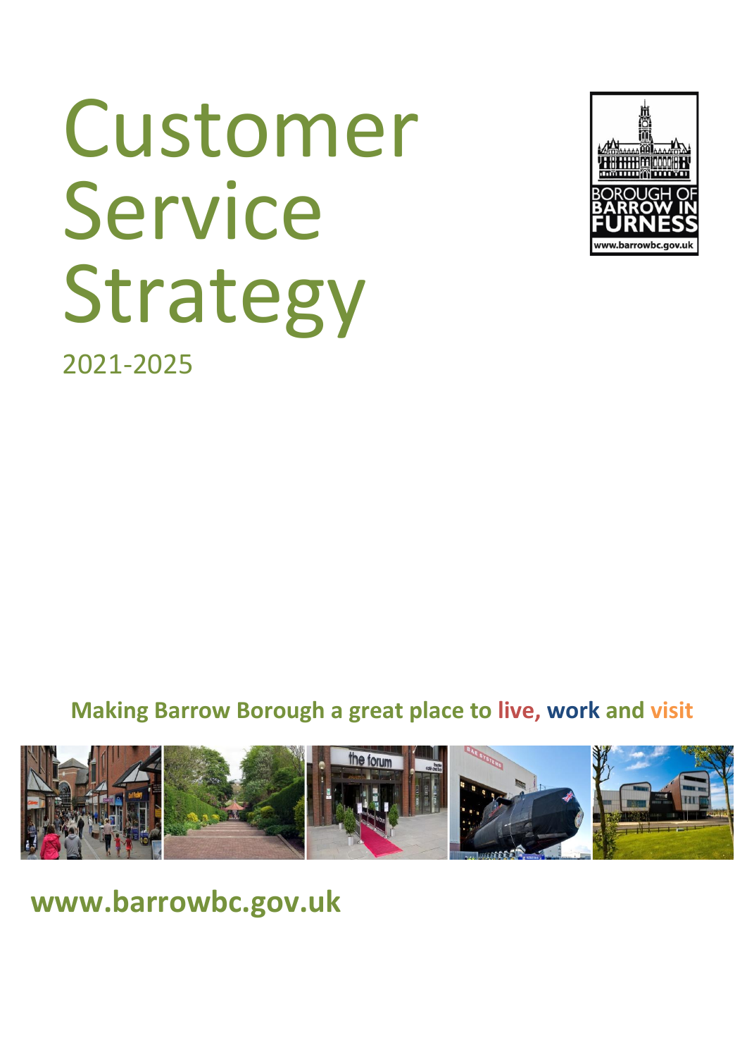# Customer Service Strategy

2021-2025

BOROUGH OF BARROW IN FURNESS
www.barrowbc.gov.uk

**Making Barrow Borough a great place to live, work and visit**

**www.barrowbc.gov.uk**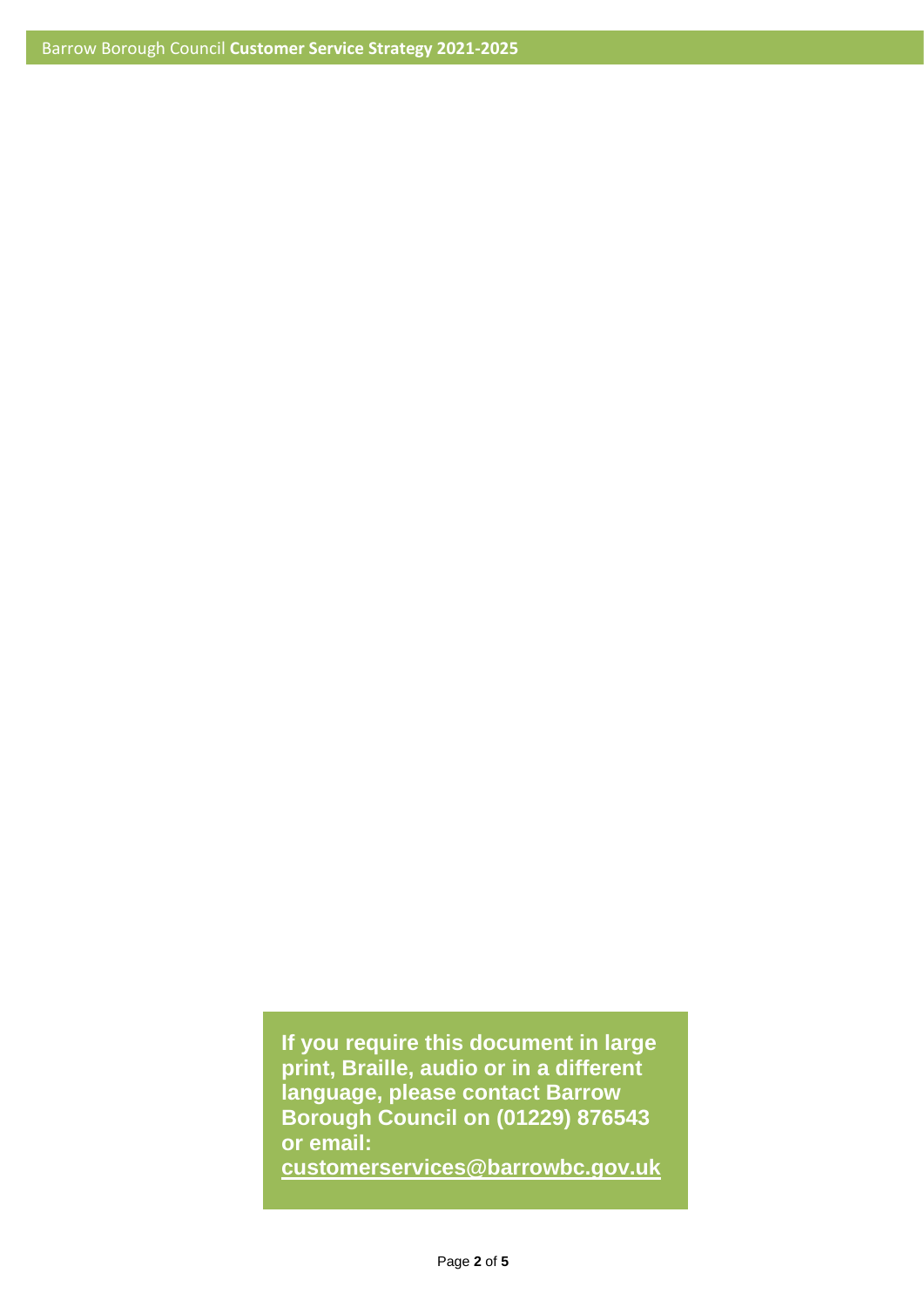**If you require this document in large print, Braille, audio or in a different language, please contact Barrow Borough Council on (01229) 876543 or email: customerservices@barrowbc.gov.uk**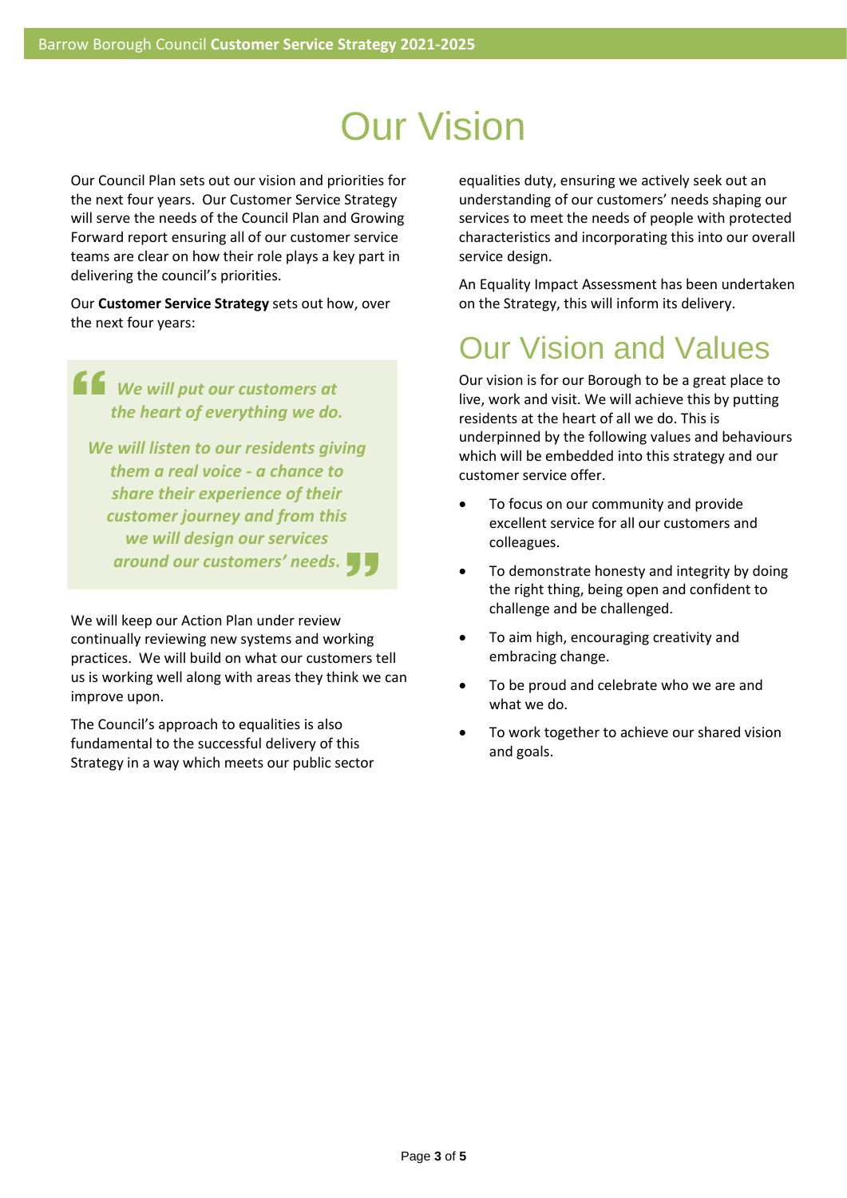# Our Vision

Our Council Plan sets out our vision and priorities for the next four years. Our Customer Service Strategy will serve the needs of the Council Plan and Growing Forward report ensuring all of our customer service teams are clear on how their role plays a key part in delivering the council's priorities.

Our **Customer Service Strategy** sets out how, over the next four years:

> ***We will put our customers at the heart of everything we do.***
>
> ***We will listen to our residents giving them a real voice - a chance to share their experience of their customer journey and from this we will design our services around our customers' needs.***

We will keep our Action Plan under review continually reviewing new systems and working practices. We will build on what our customers tell us is working well along with areas they think we can improve upon.

The Council's approach to equalities is also fundamental to the successful delivery of this Strategy in a way which meets our public sector equalities duty, ensuring we actively seek out an understanding of our customers' needs shaping our services to meet the needs of people with protected characteristics and incorporating this into our overall service design.

An Equality Impact Assessment has been undertaken on the Strategy, this will inform its delivery.

## Our Vision and Values

Our vision is for our Borough to be a great place to live, work and visit. We will achieve this by putting residents at the heart of all we do. This is underpinned by the following values and behaviours which will be embedded into this strategy and our customer service offer.

- To focus on our community and provide excellent service for all our customers and colleagues.
- To demonstrate honesty and integrity by doing the right thing, being open and confident to challenge and be challenged.
- To aim high, encouraging creativity and embracing change.
- To be proud and celebrate who we are and what we do.
- To work together to achieve our shared vision and goals.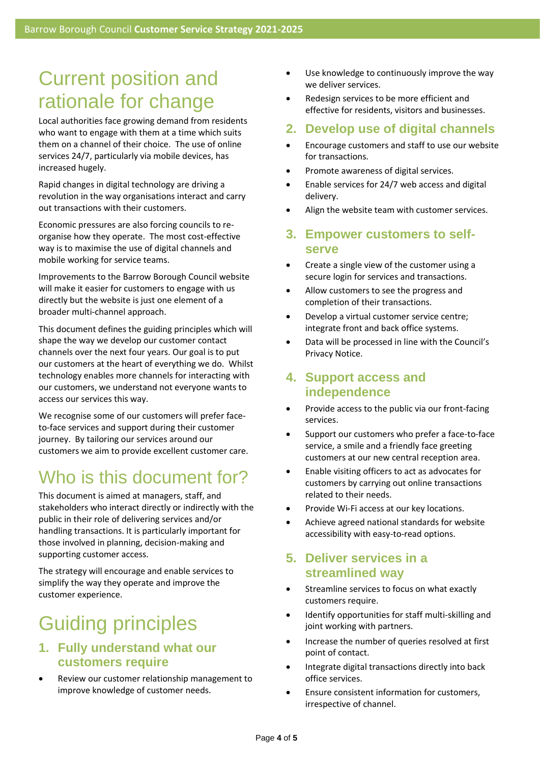# Current position and rationale for change

Local authorities face growing demand from residents who want to engage with them at a time which suits them on a channel of their choice. The use of online services 24/7, particularly via mobile devices, has increased hugely.

Rapid changes in digital technology are driving a revolution in the way organisations interact and carry out transactions with their customers.

Economic pressures are also forcing councils to re-organise how they operate. The most cost-effective way is to maximise the use of digital channels and mobile working for service teams.

Improvements to the Barrow Borough Council website will make it easier for customers to engage with us directly but the website is just one element of a broader multi-channel approach.

This document defines the guiding principles which will shape the way we develop our customer contact channels over the next four years. Our goal is to put our customers at the heart of everything we do. Whilst technology enables more channels for interacting with our customers, we understand not everyone wants to access our services this way.

We recognise some of our customers will prefer face-to-face services and support during their customer journey. By tailoring our services around our customers we aim to provide excellent customer care.

# Who is this document for?

This document is aimed at managers, staff, and stakeholders who interact directly or indirectly with the public in their role of delivering services and/or handling transactions. It is particularly important for those involved in planning, decision-making and supporting customer access.

The strategy will encourage and enable services to simplify the way they operate and improve the customer experience.

# Guiding principles

## 1. Fully understand what our customers require

- Review our customer relationship management to improve knowledge of customer needs.
- Use knowledge to continuously improve the way we deliver services.
- Redesign services to be more efficient and effective for residents, visitors and businesses.

## 2. Develop use of digital channels

- Encourage customers and staff to use our website for transactions.
- Promote awareness of digital services.
- Enable services for 24/7 web access and digital delivery.
- Align the website team with customer services.

## 3. Empower customers to self-serve

- Create a single view of the customer using a secure login for services and transactions.
- Allow customers to see the progress and completion of their transactions.
- Develop a virtual customer service centre; integrate front and back office systems.
- Data will be processed in line with the Council's Privacy Notice.

## 4. Support access and independence

- Provide access to the public via our front-facing services.
- Support our customers who prefer a face-to-face service, a smile and a friendly face greeting customers at our new central reception area.
- Enable visiting officers to act as advocates for customers by carrying out online transactions related to their needs.
- Provide Wi-Fi access at our key locations.
- Achieve agreed national standards for website accessibility with easy-to-read options.

## 5. Deliver services in a streamlined way

- Streamline services to focus on what exactly customers require.
- Identify opportunities for staff multi-skilling and joint working with partners.
- Increase the number of queries resolved at first point of contact.
- Integrate digital transactions directly into back office services.
- Ensure consistent information for customers, irrespective of channel.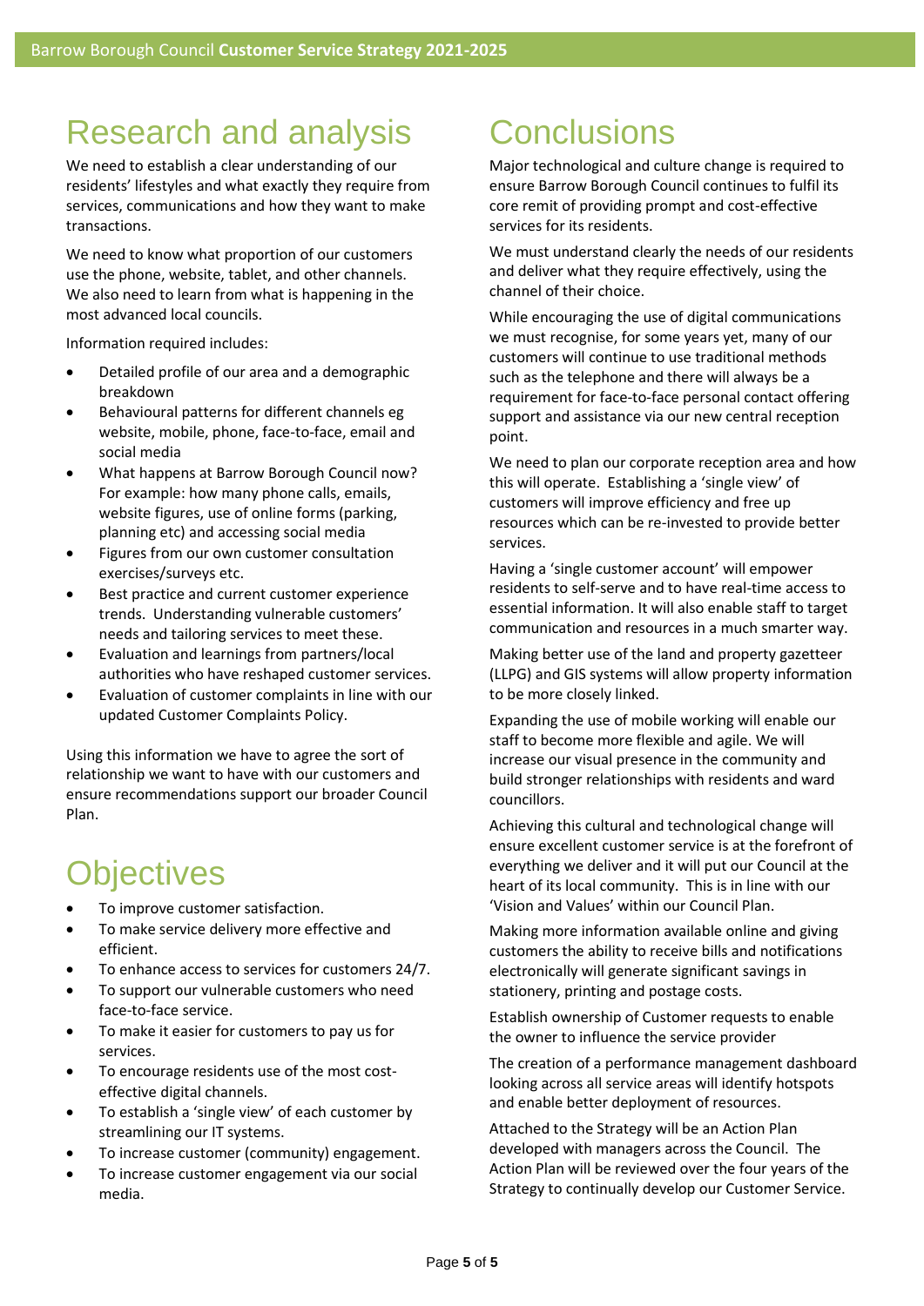# Research and analysis

We need to establish a clear understanding of our residents' lifestyles and what exactly they require from services, communications and how they want to make transactions.

We need to know what proportion of our customers use the phone, website, tablet, and other channels. We also need to learn from what is happening in the most advanced local councils.

Information required includes:

- Detailed profile of our area and a demographic breakdown
- Behavioural patterns for different channels eg website, mobile, phone, face-to-face, email and social media
- What happens at Barrow Borough Council now? For example: how many phone calls, emails, website figures, use of online forms (parking, planning etc) and accessing social media
- Figures from our own customer consultation exercises/surveys etc.
- Best practice and current customer experience trends. Understanding vulnerable customers' needs and tailoring services to meet these.
- Evaluation and learnings from partners/local authorities who have reshaped customer services.
- Evaluation of customer complaints in line with our updated Customer Complaints Policy.

Using this information we have to agree the sort of relationship we want to have with our customers and ensure recommendations support our broader Council Plan.

# Objectives

- To improve customer satisfaction.
- To make service delivery more effective and efficient.
- To enhance access to services for customers 24/7.
- To support our vulnerable customers who need face-to-face service.
- To make it easier for customers to pay us for services.
- To encourage residents use of the most cost-effective digital channels.
- To establish a 'single view' of each customer by streamlining our IT systems.
- To increase customer (community) engagement.
- To increase customer engagement via our social media.

# Conclusions

Major technological and culture change is required to ensure Barrow Borough Council continues to fulfil its core remit of providing prompt and cost-effective services for its residents.

We must understand clearly the needs of our residents and deliver what they require effectively, using the channel of their choice.

While encouraging the use of digital communications we must recognise, for some years yet, many of our customers will continue to use traditional methods such as the telephone and there will always be a requirement for face-to-face personal contact offering support and assistance via our new central reception point.

We need to plan our corporate reception area and how this will operate. Establishing a 'single view' of customers will improve efficiency and free up resources which can be re-invested to provide better services.

Having a 'single customer account' will empower residents to self-serve and to have real-time access to essential information. It will also enable staff to target communication and resources in a much smarter way.

Making better use of the land and property gazetteer (LLPG) and GIS systems will allow property information to be more closely linked.

Expanding the use of mobile working will enable our staff to become more flexible and agile. We will increase our visual presence in the community and build stronger relationships with residents and ward councillors.

Achieving this cultural and technological change will ensure excellent customer service is at the forefront of everything we deliver and it will put our Council at the heart of its local community. This is in line with our 'Vision and Values' within our Council Plan.

Making more information available online and giving customers the ability to receive bills and notifications electronically will generate significant savings in stationery, printing and postage costs.

Establish ownership of Customer requests to enable the owner to influence the service provider

The creation of a performance management dashboard looking across all service areas will identify hotspots and enable better deployment of resources.

Attached to the Strategy will be an Action Plan developed with managers across the Council. The Action Plan will be reviewed over the four years of the Strategy to continually develop our Customer Service.